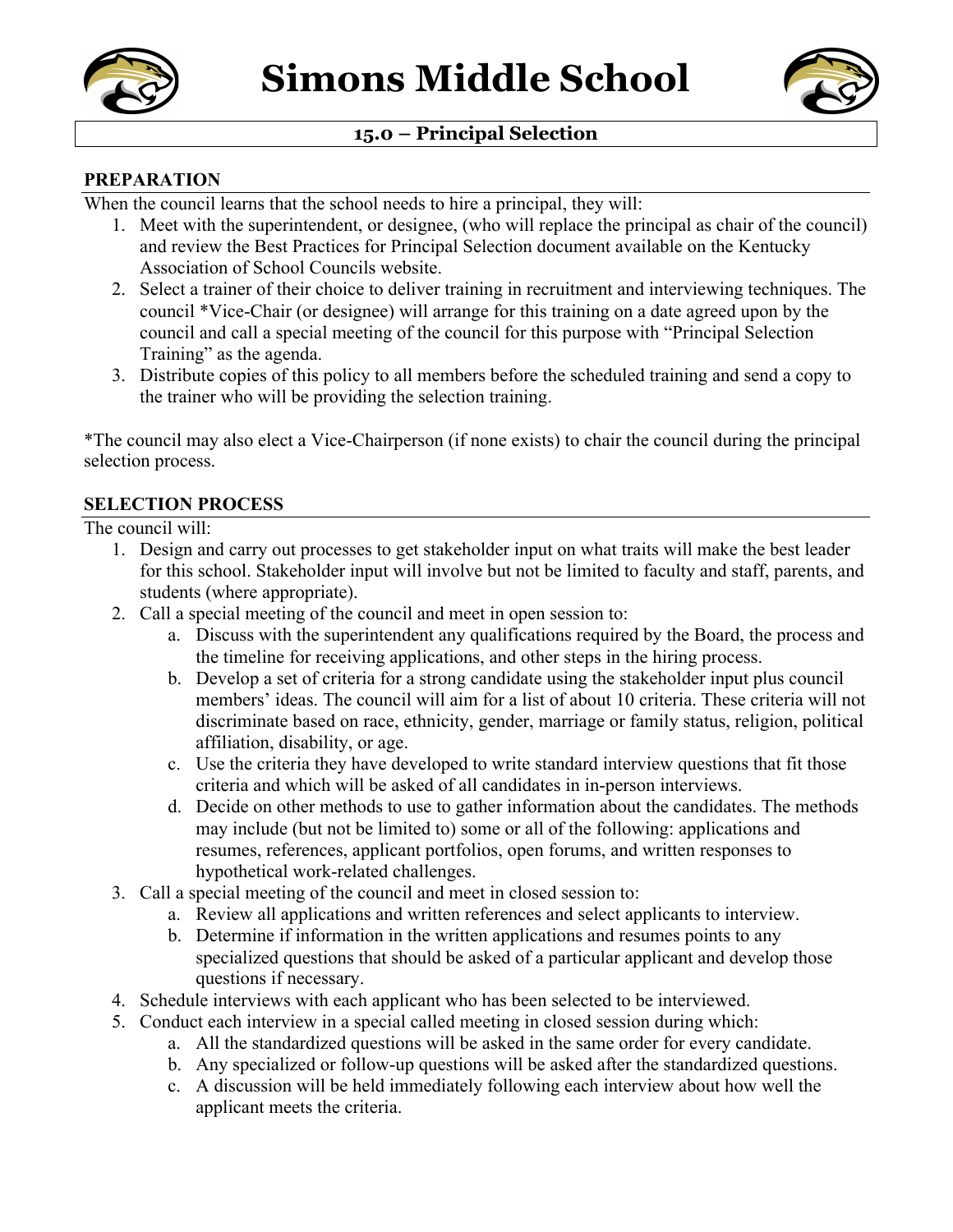# Simons Middle School

## 15.0 – Principal Selection

### PREPARATION

When the council learns that the school needs to hire a principal, they will:

1. Meet with the superintendent, or designee, (who will replace the principal as chair of the council) and review the Best Practices for Principal Selection document available on the Kentucky Association of School Councils website.
2. Select a trainer of their choice to deliver training in recruitment and interviewing techniques. The council *Vice-Chair (or designee) will arrange for this training on a date agreed upon by the council and call a special meeting of the council for this purpose with "Principal Selection Training" as the agenda.
3. Distribute copies of this policy to all members before the scheduled training and send a copy to the trainer who will be providing the selection training.

*The council may also elect a Vice-Chairperson (if none exists) to chair the council during the principal selection process.

### SELECTION PROCESS

The council will:

1. Design and carry out processes to get stakeholder input on what traits will make the best leader for this school. Stakeholder input will involve but not be limited to faculty and staff, parents, and students (where appropriate).
2. Call a special meeting of the council and meet in open session to:
    a. Discuss with the superintendent any qualifications required by the Board, the process and the timeline for receiving applications, and other steps in the hiring process.
    b. Develop a set of criteria for a strong candidate using the stakeholder input plus council members' ideas. The council will aim for a list of about 10 criteria. These criteria will not discriminate based on race, ethnicity, gender, marriage or family status, religion, political affiliation, disability, or age.
    c. Use the criteria they have developed to write standard interview questions that fit those criteria and which will be asked of all candidates in in-person interviews.
    d. Decide on other methods to use to gather information about the candidates. The methods may include (but not be limited to) some or all of the following: applications and resumes, references, applicant portfolios, open forums, and written responses to hypothetical work-related challenges.
3. Call a special meeting of the council and meet in closed session to:
    a. Review all applications and written references and select applicants to interview.
    b. Determine if information in the written applications and resumes points to any specialized questions that should be asked of a particular applicant and develop those questions if necessary.
4. Schedule interviews with each applicant who has been selected to be interviewed.
5. Conduct each interview in a special called meeting in closed session during which:
    a. All the standardized questions will be asked in the same order for every candidate.
    b. Any specialized or follow-up questions will be asked after the standardized questions.
    c. A discussion will be held immediately following each interview about how well the applicant meets the criteria.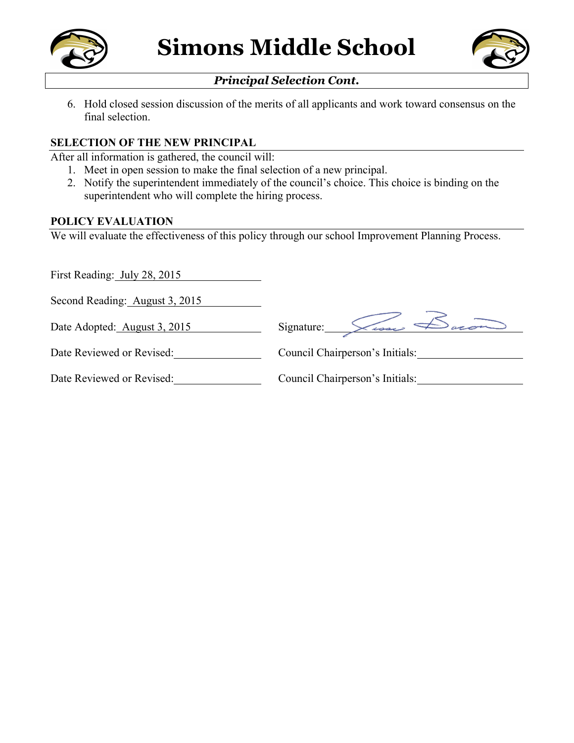# Simons Middle School

***Principal Selection Cont.***

6. Hold closed session discussion of the merits of all applicants and work toward consensus on the final selection.

**SELECTION OF THE NEW PRINCIPAL**

After all information is gathered, the council will:

1. Meet in open session to make the final selection of a new principal.
2. Notify the superintendent immediately of the council's choice. This choice is binding on the superintendent who will complete the hiring process.

**POLICY EVALUATION**

We will evaluate the effectiveness of this policy through our school Improvement Planning Process.

First Reading: July 28, 2015

Second Reading: August 3, 2015

Date Adopted: August 3, 2015 Signature: Lisa Brown

Date Reviewed or Revised:\_\_\_\_\_\_\_\_ Council Chairperson's Initials:\_\_\_\_\_\_\_\_

Date Reviewed or Revised:\_\_\_\_\_\_\_\_ Council Chairperson's Initials:\_\_\_\_\_\_\_\_